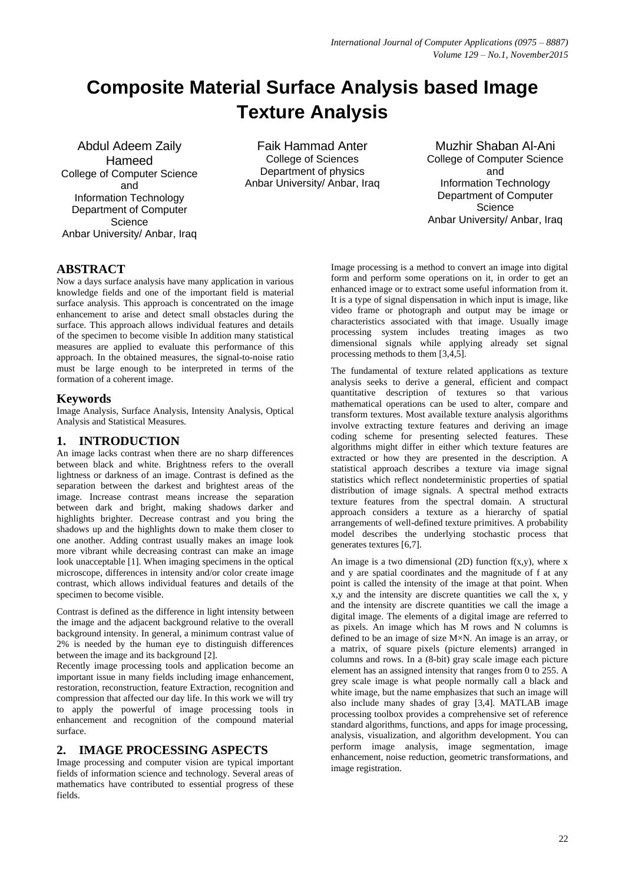# Composite Material Surface Analysis based Image Texture Analysis

Abdul Adeem Zaily Hameed
College of Computer Science and Information Technology
Department of Computer Science
Anbar University/ Anbar, Iraq

Faik Hammad Anter
College of Sciences
Department of physics
Anbar University/ Anbar, Iraq

Muzhir Shaban Al-Ani
College of Computer Science and Information Technology
Department of Computer Science
Anbar University/ Anbar, Iraq

## ABSTRACT

Now a days surface analysis have many application in various knowledge fields and one of the important field is material surface analysis. This approach is concentrated on the image enhancement to arise and detect small obstacles during the surface. This approach allows individual features and details of the specimen to become visible In addition many statistical measures are applied to evaluate this performance of this approach. In the obtained measures, the signal-to-noise ratio must be large enough to be interpreted in terms of the formation of a coherent image.

## Keywords

Image Analysis, Surface Analysis, Intensity Analysis, Optical Analysis and Statistical Measures.

## 1. INTRODUCTION

An image lacks contrast when there are no sharp differences between black and white. Brightness refers to the overall lightness or darkness of an image. Contrast is defined as the separation between the darkest and brightest areas of the image. Increase contrast means increase the separation between dark and bright, making shadows darker and highlights brighter. Decrease contrast and you bring the shadows up and the highlights down to make them closer to one another. Adding contrast usually makes an image look more vibrant while decreasing contrast can make an image look unacceptable [1]. When imaging specimens in the optical microscope, differences in intensity and/or color create image contrast, which allows individual features and details of the specimen to become visible.

Contrast is defined as the difference in light intensity between the image and the adjacent background relative to the overall background intensity. In general, a minimum contrast value of 2% is needed by the human eye to distinguish differences between the image and its background [2].

Recently image processing tools and application become an important issue in many fields including image enhancement, restoration, reconstruction, feature Extraction, recognition and compression that affected our day life. In this work we will try to apply the powerful of image processing tools in enhancement and recognition of the compound material surface.

## 2. IMAGE PROCESSING ASPECTS

Image processing and computer vision are typical important fields of information science and technology. Several areas of mathematics have contributed to essential progress of these fields.

Image processing is a method to convert an image into digital form and perform some operations on it, in order to get an enhanced image or to extract some useful information from it. It is a type of signal dispensation in which input is image, like video frame or photograph and output may be image or characteristics associated with that image. Usually image processing system includes treating images as two dimensional signals while applying already set signal processing methods to them [3,4,5].

The fundamental of texture related applications as texture analysis seeks to derive a general, efficient and compact quantitative description of textures so that various mathematical operations can be used to alter, compare and transform textures. Most available texture analysis algorithms involve extracting texture features and deriving an image coding scheme for presenting selected features. These algorithms might differ in either which texture features are extracted or how they are presented in the description. A statistical approach describes a texture via image signal statistics which reflect nondeterministic properties of spatial distribution of image signals. A spectral method extracts texture features from the spectral domain. A structural approach considers a texture as a hierarchy of spatial arrangements of well-defined texture primitives. A probability model describes the underlying stochastic process that generates textures [6,7].

An image is a two dimensional (2D) function $f(x,y)$, where x and y are spatial coordinates and the magnitude of f at any point is called the intensity of the image at that point. When x,y and the intensity are discrete quantities we call the x, y and the intensity are discrete quantities we call the image a digital image. The elements of a digital image are referred to as pixels. An image which has M rows and N columns is defined to be an image of size $M \times N$. An image is an array, or a matrix, of square pixels (picture elements) arranged in columns and rows. In a (8-bit) gray scale image each picture element has an assigned intensity that ranges from 0 to 255. A grey scale image is what people normally call a black and white image, but the name emphasizes that such an image will also include many shades of gray [3,4]. MATLAB image processing toolbox provides a comprehensive set of reference standard algorithms, functions, and apps for image processing, analysis, visualization, and algorithm development. You can perform image analysis, image segmentation, image enhancement, noise reduction, geometric transformations, and image registration.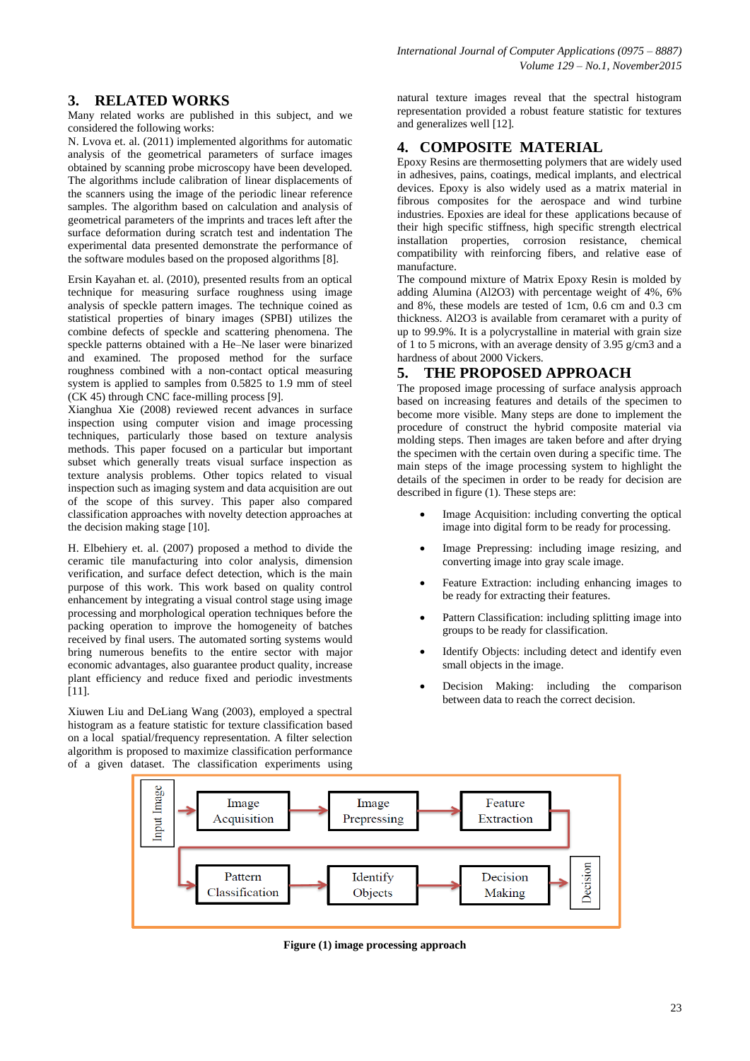## 3. RELATED WORKS

Many related works are published in this subject, and we considered the following works:

N. Lvova et. al. (2011) implemented algorithms for automatic analysis of the geometrical parameters of surface images obtained by scanning probe microscopy have been developed. The algorithms include calibration of linear displacements of the scanners using the image of the periodic linear reference samples. The algorithm based on calculation and analysis of geometrical parameters of the imprints and traces left after the surface deformation during scratch test and indentation The experimental data presented demonstrate the performance of the software modules based on the proposed algorithms [8].

Ersin Kayahan et. al. (2010), presented results from an optical technique for measuring surface roughness using image analysis of speckle pattern images. The technique coined as statistical properties of binary images (SPBI) utilizes the combine defects of speckle and scattering phenomena. The speckle patterns obtained with a He–Ne laser were binarized and examined. The proposed method for the surface roughness combined with a non-contact optical measuring system is applied to samples from 0.5825 to 1.9 mm of steel (CK 45) through CNC face-milling process [9].

Xianghua Xie (2008) reviewed recent advances in surface inspection using computer vision and image processing techniques, particularly those based on texture analysis methods. This paper focused on a particular but important subset which generally surface inspection as texture analysis problems. Other topics related to visual inspection such as imaging system and data acquisition are out of the scope of this survey. This paper also compared classification approaches with novelty detection approaches at the decision making stage [10].

H. Elbehiery et. al. (2007) proposed a method to divide the ceramic tile manufacturing into color analysis, dimension verification, and surface defect detection, which is the main purpose of this work. This work based on quality control enhancement by integrating a visual control stage using image processing and morphological operation techniques before the packing operation to improve the homogeneity of batches received by final users. The automated sorting systems would bring numerous benefits to the entire sector with major economic advantages, also guarantee product quality, increase plant efficiency and reduce fixed and periodic investments [11].

Xiuwen Liu and DeLiang Wang (2003), employed a spectral histogram as a feature statistic for texture classification based on a local spatial/frequency representation. A filter selection algorithm is proposed to maximize classification performance of a given dataset. The classification experiments using natural texture images reveal that the spectral histogram representation provided a robust feature statistic for textures and generalizes well [12].

## 4. COMPOSITE MATERIAL

Epoxy Resins are thermosetting polymers that are widely used in adhesives, pains, coatings, medical implants, and electrical devices. Epoxy is also widely used as a matrix material in fibrous composites for the aerospace and wind turbine industries. Epoxies are ideal for these applications because of their high specific stiffness, high specific strength electrical installation properties, corrosion resistance, chemical compatibility with reinforcing fibers, and relative ease of manufacture.

The compound mixture of Matrix Epoxy Resin is molded by adding Alumina ($Al_2O_3$) with percentage weight of 4%, 6% and 8%, these models are tested of 1cm, 0.6 cm and 0.3 cm thickness. $Al_2O_3$ is available from ceramaret with a purity of up to 99.9%. It is a polycrystalline in material with grain size of 1 to 5 microns, with an average density of 3.95 g/cm3 and a hardness of about 2000 Vickers.

## 5. THE PROPOSED APPROACH

The proposed image processing of surface analysis approach based on increasing features and details of the specimen to become more visible. Many steps are done to implement the procedure of construct the hybrid composite material via molding steps. Then images are taken before and after drying the specimen with the certain oven during a specific time. The main steps of the image processing system to highlight the details of the specimen in order to be ready for decision are described in figure (1). These steps are:

- Image Acquisition: including converting the optical image into digital form to be ready for processing.
- Image Prepressing: including image resizing, and converting image into gray scale image.
- Feature Extraction: including enhancing images to be ready for extracting their features.
- Pattern Classification: including splitting image into groups to be ready for classification.
- Identify Objects: including detect and identify even small objects in the image.
- Decision Making: including the comparison between data to reach the correct decision.

Input Image → Image Acquisition → Image Prepressing → Feature Extraction → Pattern Classification → Identify Objects → Decision Making → Decision

**Figure (1) image processing approach**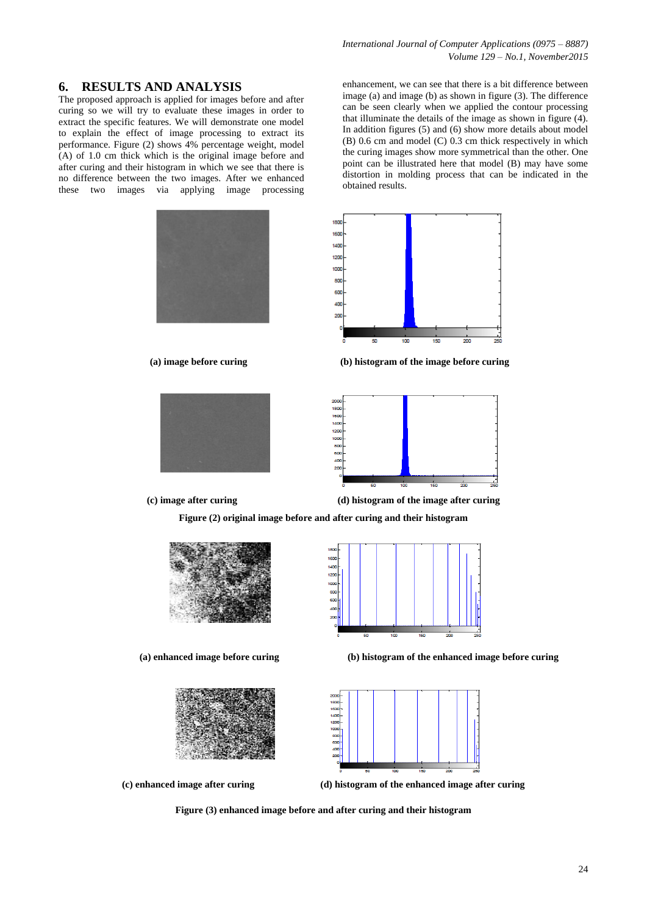## 6. RESULTS AND ANALYSIS

The proposed approach is applied for images before and after curing so we will try to evaluate these images in order to extract the specific features. We will demonstrate one model to explain the effect of image processing to extract its performance. Figure (2) shows 4% percentage weight, model (A) of 1.0 cm thick which is the original image before and after curing and their histogram in which we see that there is no difference between the two images. After we enhanced these two images via applying image processing enhancement, we can see that there is a bit difference between image (a) and image (b) as shown in figure (3). The difference can be seen clearly when we applied the contour processing that illuminate the details of the image as shown in figure (4). In addition figures (5) and (6) show more details about model (B) 0.6 cm and model (C) 0.3 cm thick respectively in which the curing images show more symmetrical than the other. One point can be illustrated here that model (B) may have some distortion in molding process that can be indicated in the obtained results.

**(a) image before curing** **(b) histogram of the image before curing**

**(c) image after curing** **(d) histogram of the image after curing**

**Figure (2) original image before and after curing and their histogram**

**(a) enhanced image before curing** **(b) histogram of the enhanced image before curing**

**(c) enhanced image after curing** **(d) histogram of the enhanced image after curing**

**Figure (3) enhanced image before and after curing and their histogram**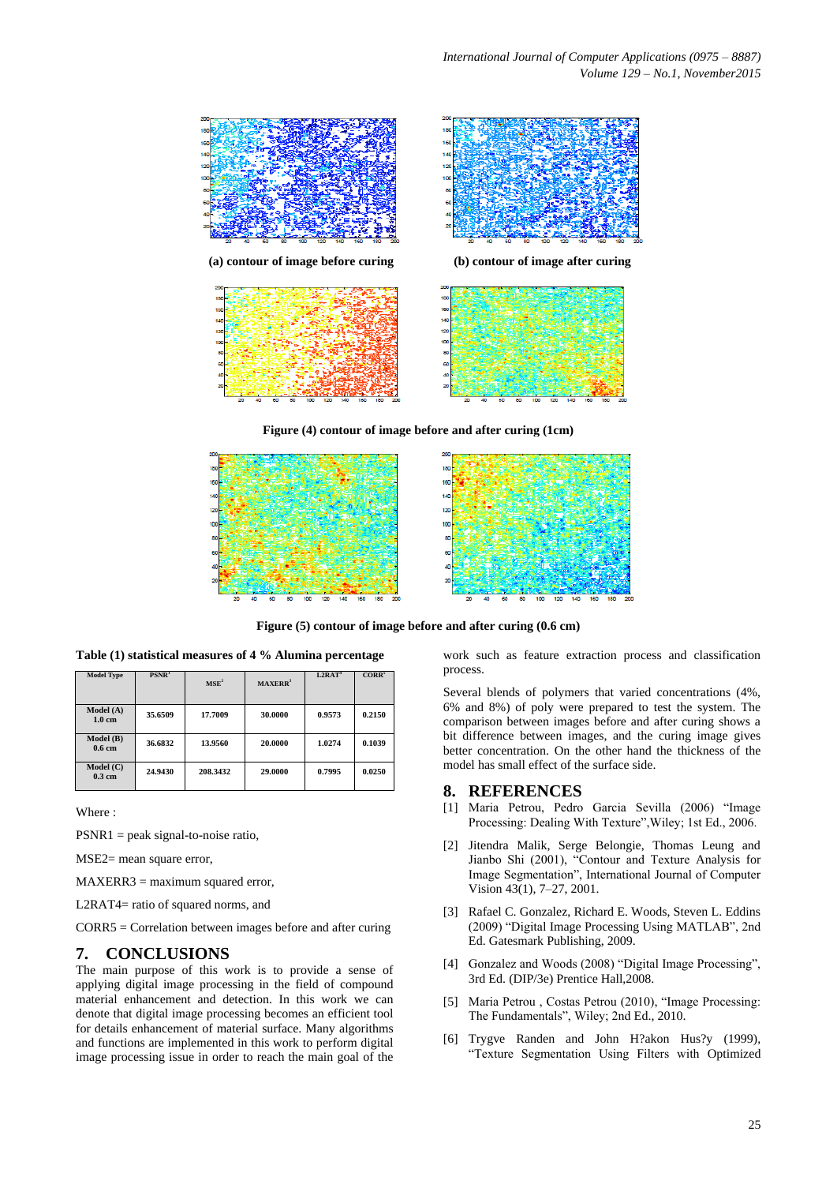(a) contour of image before curing

(b) contour of image after curing

**Figure (4) contour of image before and after curing (1cm)**

**Figure (5) contour of image before and after curing (0.6 cm)**

**Table (1) statistical measures of 4 % Alumina percentage**

| Model Type | PSNR[1] | MSE[2] | MAXERR[3] | L2RAT[4] | CORR[5] |
|---|---|---|---|---|---|
| Model (A) 1.0 cm | 35.6509 | 17.7009 | 30.0000 | 0.9573 | 0.2150 |
| Model (B) 0.6 cm | 36.6832 | 13.9560 | 20.0000 | 1.0274 | 0.1039 |
| Model (C) 0.3 cm | 24.9430 | 208.3432 | 29.0000 | 0.7995 | 0.0250 |

Where :

PSNR1 = peak signal-to-noise ratio,

MSE2= mean square error,

MAXERR3 = maximum squared error,

L2RAT4= ratio of squared norms, and

CORR5 = Correlation between images before and after curing

## 7. CONCLUSIONS

The main purpose of this work is to provide a sense of applying digital image processing in the field of compound material enhancement and detection. In this work we can denote that digital image processing becomes an efficient tool for details enhancement of material surface. Many algorithms and functions are implemented in this work to perform digital image processing issue in order to reach the main goal of the work such as feature extraction process and classification process.

Several blends of polymers that varied concentrations (4%, 6% and 8%) of poly were prepared to test the system. The comparison between images before and after curing shows a bit difference between images, and the curing image gives better concentration. On the other hand the thickness of the model has small effect of the surface side.

## 8. REFERENCES

[1] Maria Petrou, Pedro Garcia Sevilla (2006) "Image Processing: Dealing With Texture",Wiley; 1st Ed., 2006.

[2] Jitendra Malik, Serge Belongie, Thomas Leung and Jianbo Shi (2001), "Contour and Texture Analysis for Image Segmentation", International Journal of Computer Vision 43(1), 7–27, 2001.

[3] Rafael C. Gonzalez, Richard E. Woods, Steven L. Eddins (2009) "Digital Image Processing Using MATLAB", 2nd Ed. Gatesmark Publishing, 2009.

[4] Gonzalez and Woods (2008) "Digital Image Processing", 3rd Ed. (DIP/3e) Prentice Hall,2008.

[5] Maria Petrou , Costas Petrou (2010), "Image Processing: The Fundamentals", Wiley; 2nd Ed., 2010.

[6] Trygve Randen and John H?akon Hus?y (1999), "Texture Segmentation Using Filters with Optimized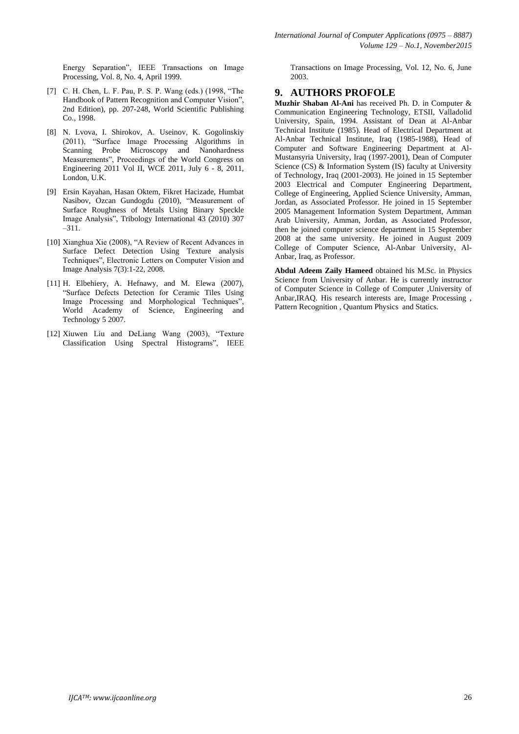Energy Separation", IEEE Transactions on Image Processing, Vol. 8, No. 4, April 1999.

[7] C. H. Chen, L. F. Pau, P. S. P. Wang (eds.) (1998, "The Handbook of Pattern Recognition and Computer Vision", 2nd Edition), pp. 207-248, World Scientific Publishing Co., 1998.

[8] N. Lvova, I. Shirokov, A. Useinov, K. Gogolinskiy (2011), "Surface Image Processing Algorithms in Scanning Probe Microscopy and Nanohardness Measurements", Proceedings of the World Congress on Engineering 2011 Vol II, WCE 2011, July 6 - 8, 2011, London, U.K.

[9] Ersin Kayahan, Hasan Oktem, Fikret Hacizade, Humbat Nasibov, Ozcan Gundogdu (2010), "Measurement of Surface Roughness of Metals Using Binary Speckle Image Analysis", Tribology International 43 (2010) 307 –311.

[10] Xianghua Xie (2008), "A Review of Recent Advances in Surface Defect Detection Using Texture analysis Techniques", Electronic Letters on Computer Vision and Image Analysis 7(3):1-22, 2008.

[11] H. Elbehiery, A. Hefnawy, and M. Elewa (2007), "Surface Defects Detection for Ceramic Tiles Using Image Processing and Morphological Techniques", World Academy of Science, Engineering and Technology 5 2007.

[12] Xiuwen Liu and DeLiang Wang (2003), "Texture Classification Using Spectral Histograms", IEEE Transactions on Image Processing, Vol. 12, No. 6, June 2003.

## 9. AUTHORS PROFOLE

**Muzhir Shaban Al-Ani** has received Ph. D. in Computer & Communication Engineering Technology, ETSII, Valladolid University, Spain, 1994. Assistant of Dean at Al-Anbar Technical Institute (1985). Head of Electrical Department at Al-Anbar Technical Institute, Iraq (1985-1988), Head of Computer and Software Engineering Department at Al-Mustansyria University, Iraq (1997-2001), Dean of Computer Science (CS) & Information System (IS) faculty at University of Technology, Iraq (2001-2003). He joined in 15 September 2003 Electrical and Computer Engineering Department, College of Engineering, Applied Science University, Amman, Jordan, as Associated Professor. He joined in 15 September 2005 Management Information System Department, Amman Arab University, Amman, Jordan, as Associated Professor, then he joined computer science department in 15 September 2008 at the same university. He joined in August 2009 College of Computer Science, Al-Anbar University, Al-Anbar, Iraq, as Professor.

**Abdul Adeem Zaily Hameed** obtained his M.Sc. in Physics Science from University of Anbar. He is currently instructor of Computer Science in College of Computer ,University of Anbar,IRAQ. His research interests are, Image Processing , Pattern Recognition , Quantum Physics and Statics.